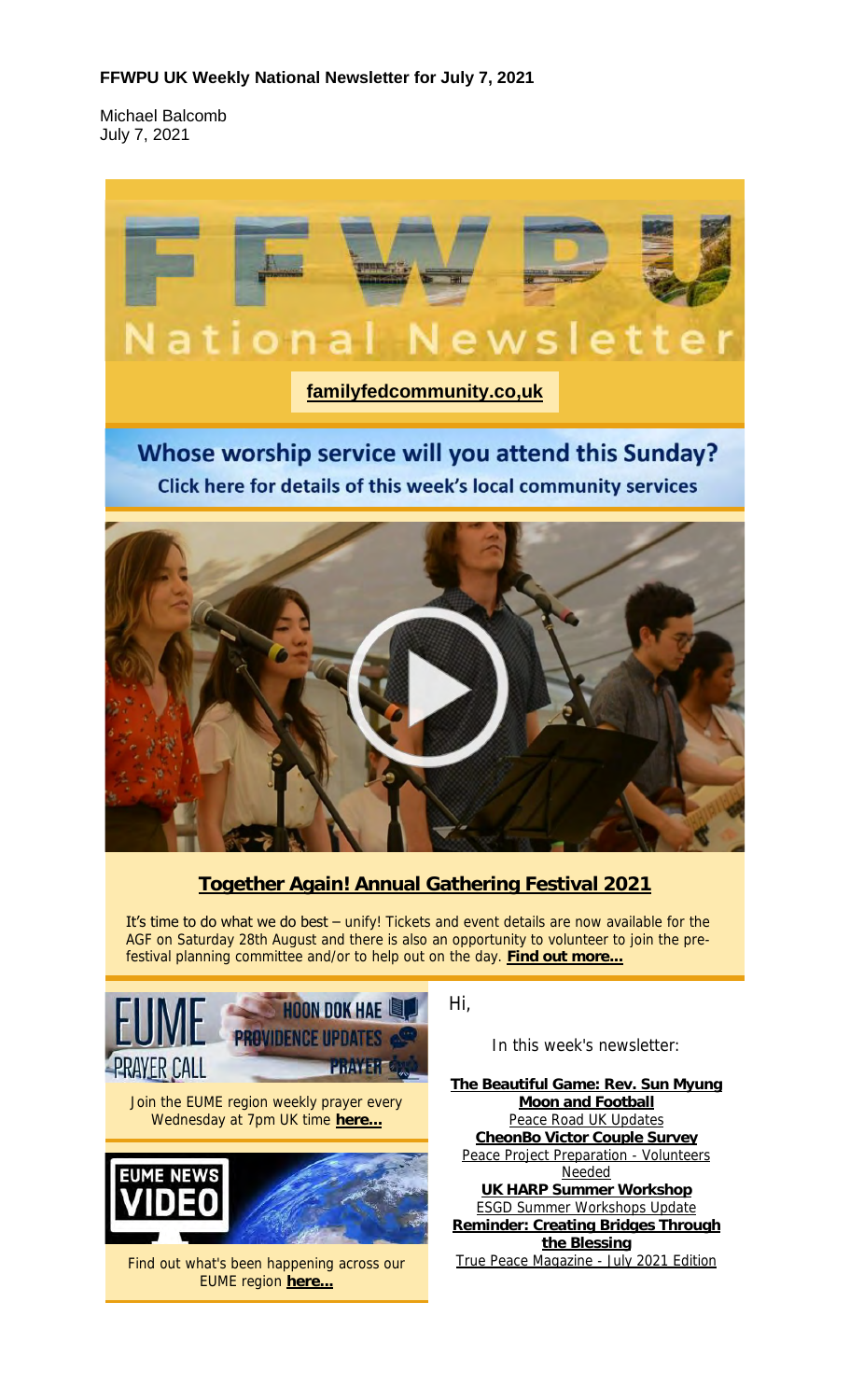**FFWPU UK Weekly National Newsletter for July 7, 2021**

Michael Balcomb
July 7, 2021

# National Newsletter

**familyfedcommunity.co,uk**

## Whose worship service will you attend this Sunday?

**Click here for details of this week's local community services**

### Together Again! Annual Gathering Festival 2021

It's time to do what we do best – unify! Tickets and event details are now available for the AGF on Saturday 28th August and there is also an opportunity to volunteer to join the pre-festival planning committee and/or to help out on the day. **Find out more...**

EUME PRAYER CALL – HOON DOK HAE – PROVIDENCE UPDATES – PRAYER

Join the EUME region weekly prayer every Wednesday at 7pm UK time **here...**

EUME NEWS VIDEO

Find out what's been happening across our EUME region **here...**

Hi,

In this week's newsletter:

**The Beautiful Game: Rev. Sun Myung Moon and Football**
Peace Road UK Updates
**CheonBo Victor Couple Survey**
Peace Project Preparation - Volunteers Needed
**UK HARP Summer Workshop**
ESGD Summer Workshops Update
**Reminder: Creating Bridges Through the Blessing**
True Peace Magazine - July 2021 Edition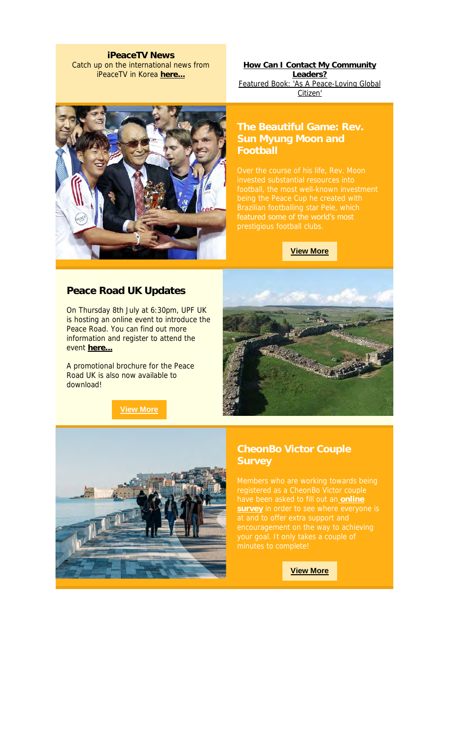**iPeaceTV News**
Catch up on the international news from iPeaceTV in Korea **here...**

**How Can I Contact My Community Leaders?**
Featured Book: 'As A Peace-Loving Global Citizen'

## The Beautiful Game: Rev. Sun Myung Moon and Football

Over the course of his life, Rev. Moon invested substantial resources into football, the most well-known investment being the Peace Cup he created with Brazilian footballing star Pele, which featured some of the world's most prestigious football clubs.

**View More**

## Peace Road UK Updates

On Thursday 8th July at 6:30pm, UPF UK is hosting an online event to introduce the Peace Road. You can find out more information and register to attend the event **here...**

A promotional brochure for the Peace Road UK is also now available to download!

**View More**

## CheonBo Victor Couple Survey

Members who are working towards being registered as a CheonBo Victor couple have been asked to fill out an **online survey** in order to see where everyone is at and to offer extra support and encouragement on the way to achieving your goal. It only takes a couple of minutes to complete!

**View More**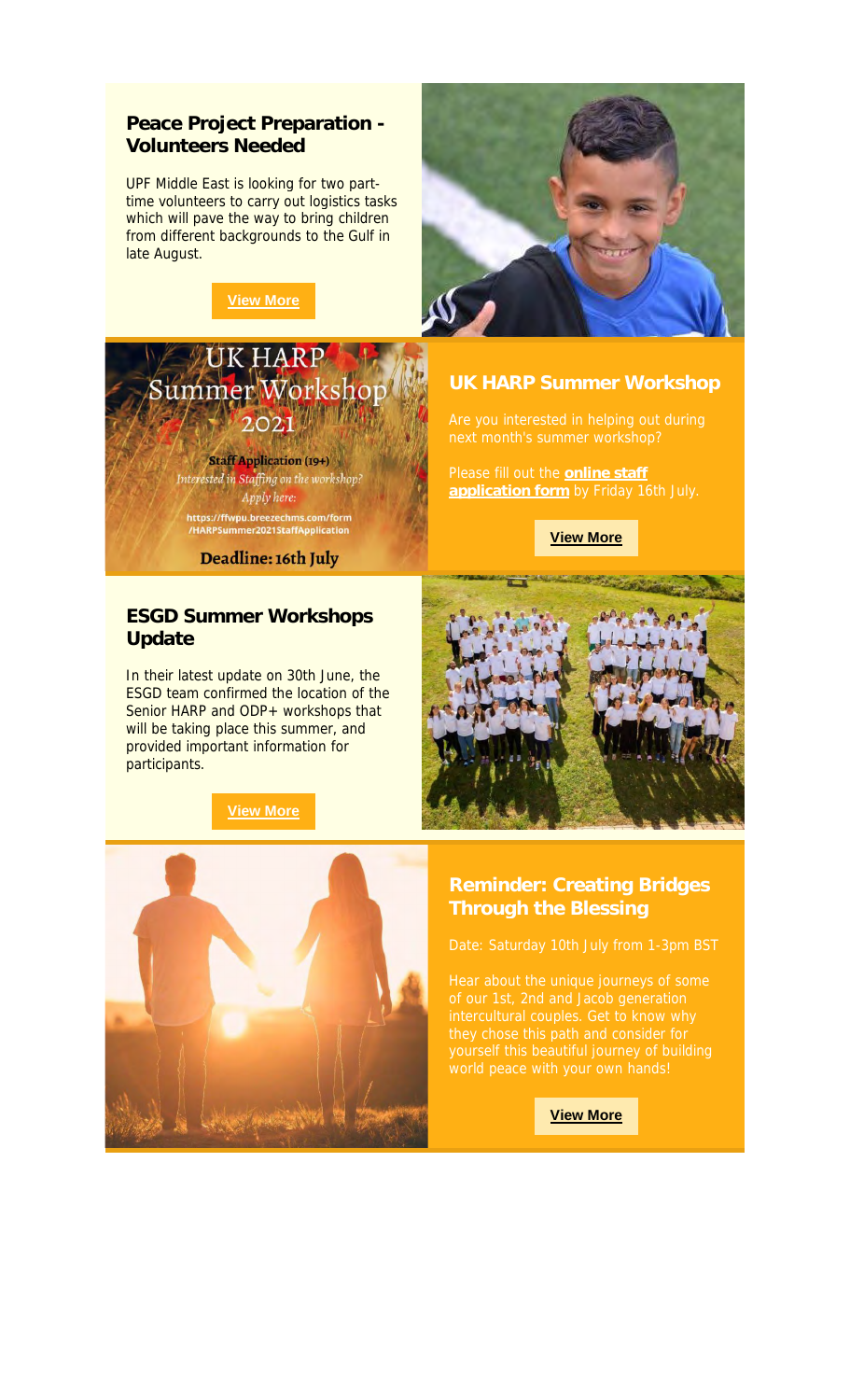## Peace Project Preparation - Volunteers Needed

UPF Middle East is looking for two part-time volunteers to carry out logistics tasks which will pave the way to bring children from different backgrounds to the Gulf in late August.

**View More**

UK HARP Summer Workshop 2021

**Staff Application (19+)**

*Interested in Staffing on the workshop? Apply here:*

https://ffwpu.breezechms.com/form/HARPSummer2021StaffApplication

**Deadline: 16th July**

## UK HARP Summer Workshop

Are you interested in helping out during next month's summer workshop?

Please fill out the **online staff application form** by Friday 16th July.

**View More**

## ESGD Summer Workshops Update

In their latest update on 30th June, the ESGD team confirmed the location of the Senior HARP and ODP+ workshops that will be taking place this summer, and provided important information for participants.

**View More**

## Reminder: Creating Bridges Through the Blessing

Date: Saturday 10th July from 1-3pm BST

Hear about the unique journeys of some of our 1st, 2nd and Jacob generation intercultural couples. Get to know why they chose this path and consider for yourself this beautiful journey of building world peace with your own hands!

**View More**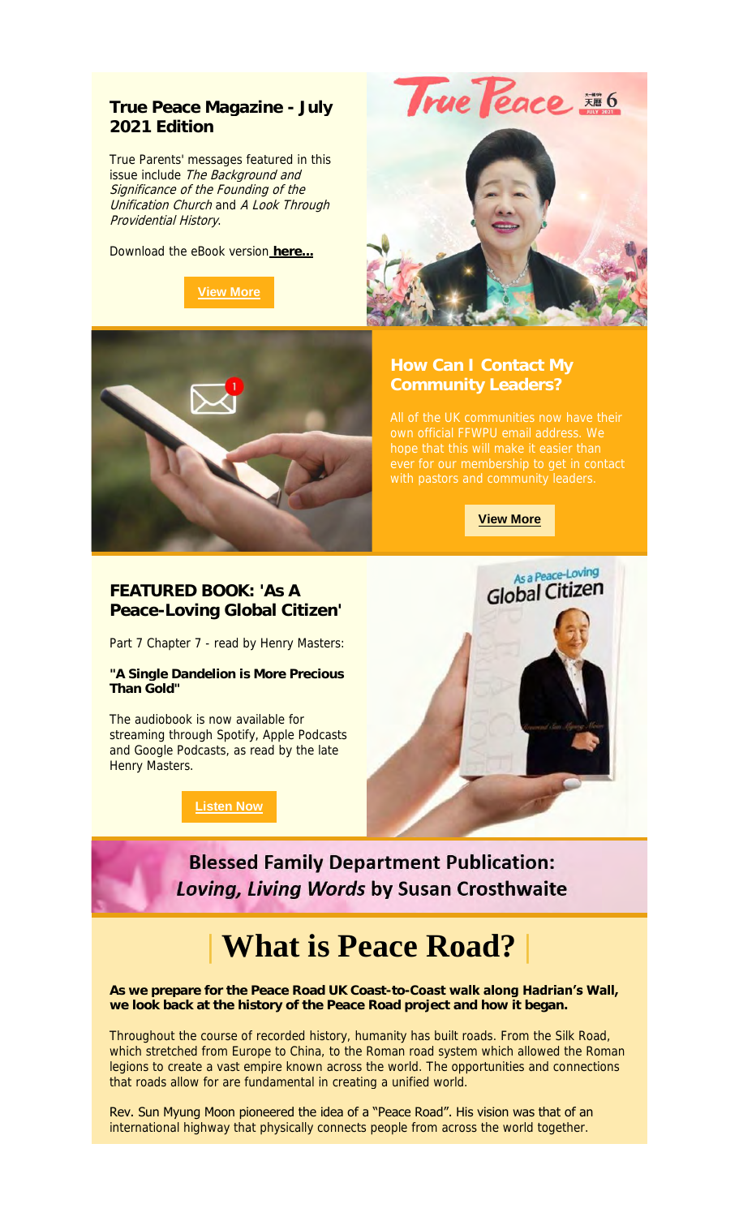## True Peace Magazine - July 2021 Edition

True Parents' messages featured in this issue include *The Background and Significance of the Founding of the Unification Church* and *A Look Through Providential History*.

Download the eBook version **here...**

**View More**

## How Can I Contact My Community Leaders?

All of the UK communities now have their own official FFWPU email address. We hope that this will make it easier than ever for our membership to get in contact with pastors and community leaders.

**View More**

## FEATURED BOOK: 'As A Peace-Loving Global Citizen'

Part 7 Chapter 7 - read by Henry Masters:

**"A Single Dandelion is More Precious Than Gold"**

The audiobook is now available for streaming through Spotify, Apple Podcasts and Google Podcasts, as read by the late Henry Masters.

**Listen Now**

## Blessed Family Department Publication: *Loving, Living Words* by Susan Crosthwaite

# What is Peace Road?

**As we prepare for the Peace Road UK Coast-to-Coast walk along Hadrian's Wall, we look back at the history of the Peace Road project and how it began.**

Throughout the course of recorded history, humanity has built roads. From the Silk Road, which stretched from Europe to China, to the Roman road system which allowed the Roman legions to create a vast empire known across the world. The opportunities and connections that roads allow for are fundamental in creating a unified world.

Rev. Sun Myung Moon pioneered the idea of a "Peace Road". His vision was that of an international highway that physically connects people from across the world together.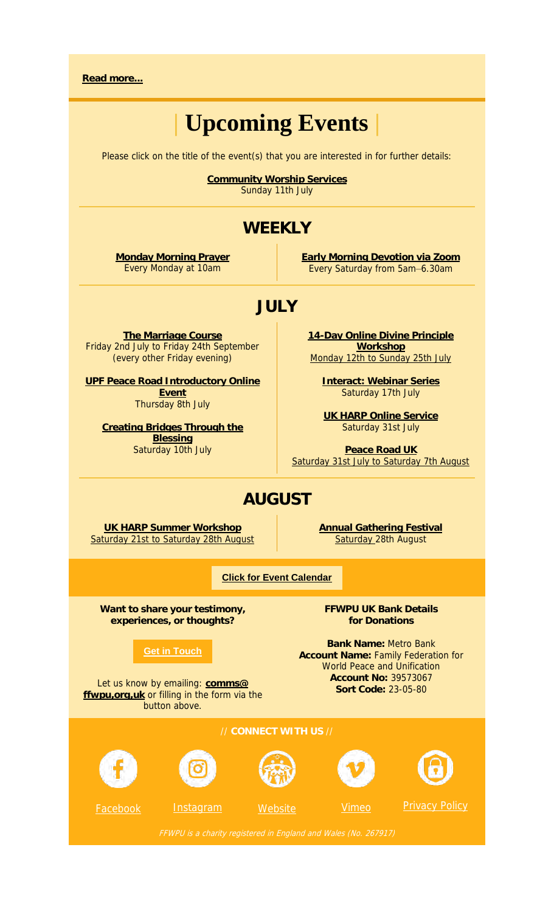**Read more...**

# | Upcoming Events |

Please click on the title of the event(s) that you are interested in for further details:

**Community Worship Services**
Sunday 11th July

## WEEKLY

**Monday Morning Prayer**
Every Monday at 10am

**Early Morning Devotion via Zoom**
Every Saturday from 5am–6.30am

## JULY

**The Marriage Course**
Friday 2nd July to Friday 24th September
(every other Friday evening)

**UPF Peace Road Introductory Online Event**
Thursday 8th July

**Creating Bridges Through the Blessing**
Saturday 10th July

**14-Day Online Divine Principle Workshop**
Monday 12th to Sunday 25th July

**Interact: Webinar Series**
Saturday 17th July

**UK HARP Online Service**
Saturday 31st July

**Peace Road UK**
Saturday 31st July to Saturday 7th August

## AUGUST

**UK HARP Summer Workshop**
Saturday 21st to Saturday 28th August

**Annual Gathering Festival**
Saturday 28th August

**Click for Event Calendar**

**Want to share your testimony, experiences, or thoughts?**

**Get in Touch**

Let us know by emailing: **comms@ffwpu,org,uk** or filling in the form via the button above.

**FFWPU UK Bank Details for Donations**

**Bank Name:** Metro Bank
**Account Name:** Family Federation for World Peace and Unification
**Account No:** 39573067
**Sort Code:** 23-05-80

// **CONNECT WITH US** //

Facebook Instagram Website Vimeo Privacy Policy

*FFWPU is a charity registered in England and Wales (No. 267917)*